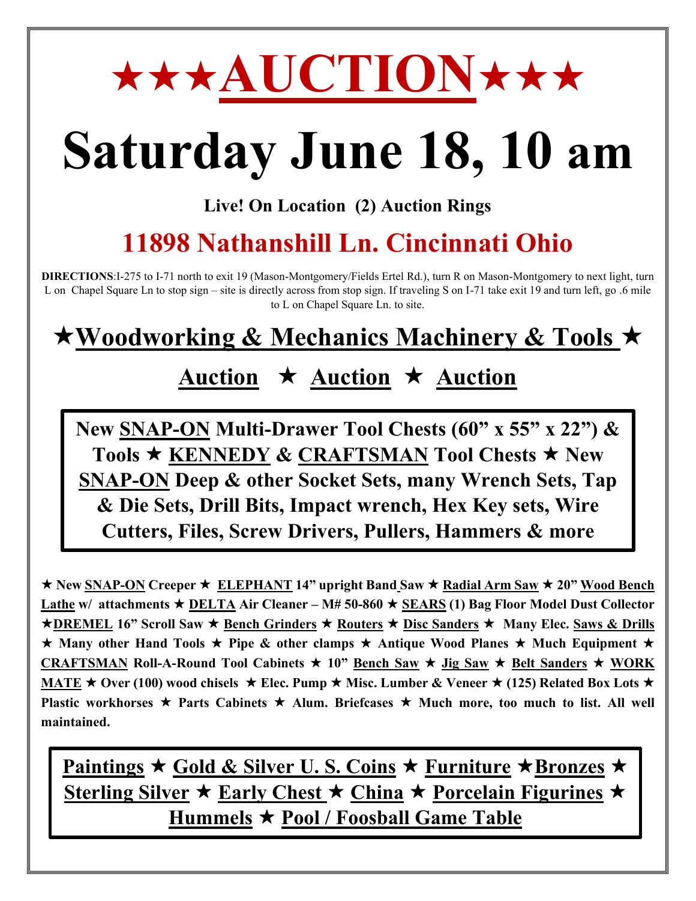# ★★★AUCTION★★★

# Saturday June 18, 10 am

**Live! On Location (2) Auction Rings**

## 11898 Nathanshill Ln. Cincinnati Ohio

**DIRECTIONS**:I-275 to I-71 north to exit 19 (Mason-Montgomery/Fields Ertel Rd.), turn R on Mason-Montgomery to next light, turn L on Chapel Square Ln to stop sign – site is directly across from stop sign. If traveling S on I-71 take exit 19 and turn left, go .6 mile to L on Chapel Square Ln. to site.

## ★Woodworking & Mechanics Machinery & Tools ★

## Auction ★ Auction ★ Auction

**New SNAP-ON Multi-Drawer Tool Chests (60" x 55" x 22") & Tools ★ KENNEDY & CRAFTSMAN Tool Chests ★ New SNAP-ON Deep & other Socket Sets, many Wrench Sets, Tap & Die Sets, Drill Bits, Impact wrench, Hex Key sets, Wire Cutters, Files, Screw Drivers, Pullers, Hammers & more**

**★ New SNAP-ON Creeper ★ ELEPHANT 14" upright Band Saw ★ Radial Arm Saw ★ 20" Wood Bench Lathe w/ attachments ★ DELTA Air Cleaner – M# 50-860 ★ SEARS (1) Bag Floor Model Dust Collector ★DREMEL 16" Scroll Saw ★ Bench Grinders ★ Routers ★ Disc Sanders ★ Many Elec. Saws & Drills ★ Many other Hand Tools ★ Pipe & other clamps ★ Antique Wood Planes ★ Much Equipment ★ CRAFTSMAN Roll-A-Round Tool Cabinets ★ 10" Bench Saw ★ Jig Saw ★ Belt Sanders ★ WORK MATE ★ Over (100) wood chisels ★ Elec. Pump ★ Misc. Lumber & Veneer ★ (125) Related Box Lots ★ Plastic workhorses ★ Parts Cabinets ★ Alum. Briefcases ★ Much more, too much to list. All well maintained.**

**Paintings ★ Gold & Silver U. S. Coins ★ Furniture ★Bronzes ★ Sterling Silver ★ Early Chest ★ China ★ Porcelain Figurines ★ Hummels ★ Pool / Foosball Game Table**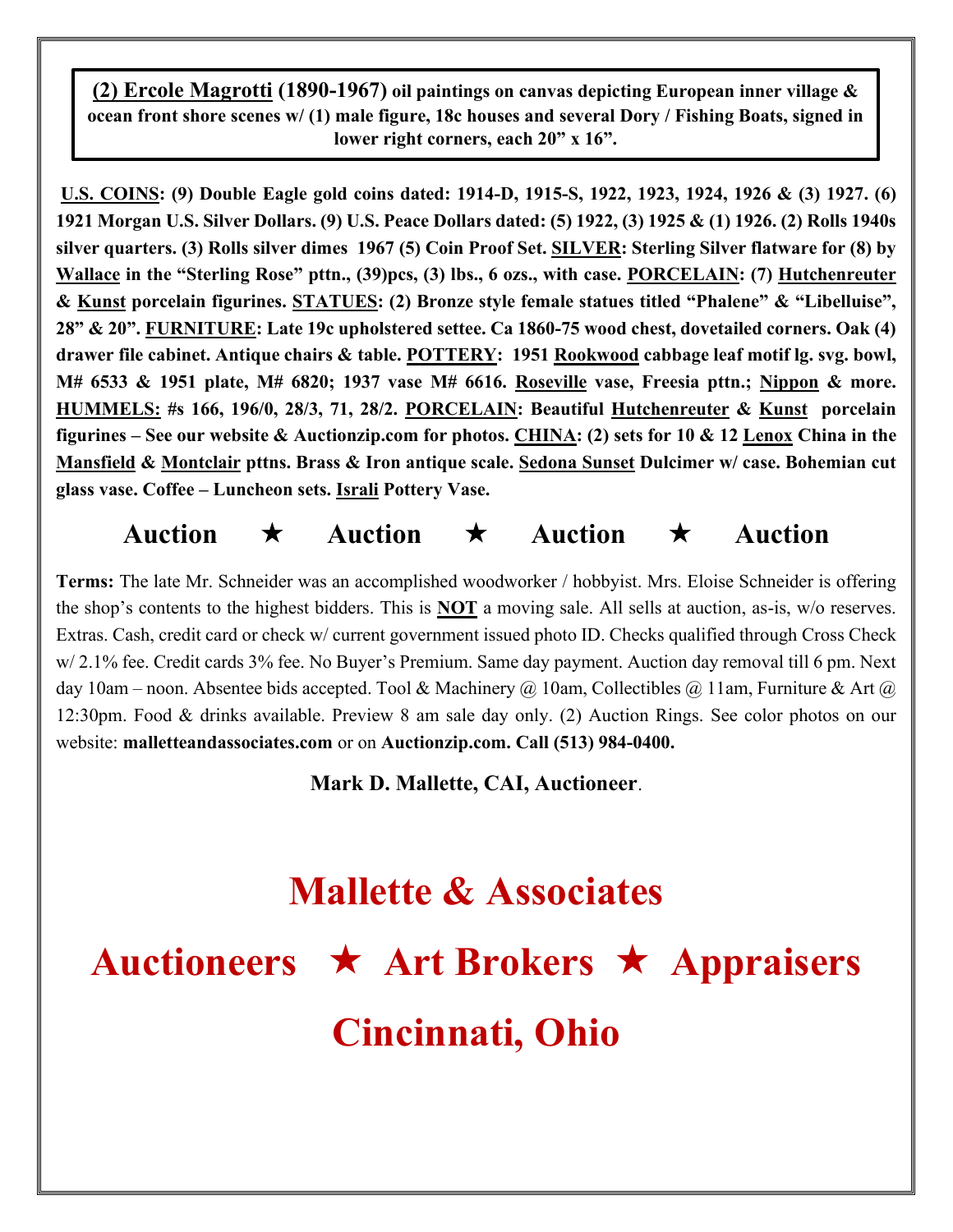**(2) Ercole Magrotti (1890-1967) oil paintings on canvas depicting European inner village & ocean front shore scenes w/ (1) male figure, 18c houses and several Dory / Fishing Boats, signed in lower right corners, each 20" x 16".**

**U.S. COINS: (9) Double Eagle gold coins dated: 1914-D, 1915-S, 1922, 1923, 1924, 1926 & (3) 1927. (6) 1921 Morgan U.S. Silver Dollars. (9) U.S. Peace Dollars dated: (5) 1922, (3) 1925 & (1) 1926. (2) Rolls 1940s silver quarters. (3) Rolls silver dimes 1967 (5) Coin Proof Set. SILVER: Sterling Silver flatware for (8) by Wallace in the "Sterling Rose" pttn., (39)pcs, (3) lbs., 6 ozs., with case. PORCELAIN: (7) Hutchenreuter & Kunst porcelain figurines. STATUES: (2) Bronze style female statues titled "Phalene" & "Libelluise", 28" & 20". FURNITURE: Late 19c upholstered settee. Ca 1860-75 wood chest, dovetailed corners. Oak (4) drawer file cabinet. Antique chairs & table. POTTERY: 1951 Rookwood cabbage leaf motif lg. svg. bowl, M# 6533 & 1951 plate, M# 6820; 1937 vase M# 6616. Roseville vase, Freesia pttn.; Nippon & more. HUMMELS: #s 166, 196/0, 28/3, 71, 28/2. PORCELAIN: Beautiful Hutchenreuter & Kunst porcelain figurines – See our website & Auctionzip.com for photos. CHINA: (2) sets for 10 & 12 Lenox China in the Mansfield & Montclair pttns. Brass & Iron antique scale. Sedona Sunset Dulcimer w/ case. Bohemian cut glass vase. Coffee – Luncheon sets. Israli Pottery Vase.**

## Auction ★ Auction ★ Auction ★ Auction

**Terms:** The late Mr. Schneider was an accomplished woodworker / hobbyist. Mrs. Eloise Schneider is offering the shop's contents to the highest bidders. This is **NOT** a moving sale. All sells at auction, as-is, w/o reserves. Extras. Cash, credit card or check w/ current government issued photo ID. Checks qualified through Cross Check w/ 2.1% fee. Credit cards 3% fee. No Buyer's Premium. Same day payment. Auction day removal till 6 pm. Next day 10am – noon. Absentee bids accepted. Tool & Machinery @ 10am, Collectibles @ 11am, Furniture & Art @ 12:30pm. Food & drinks available. Preview 8 am sale day only. (2) Auction Rings. See color photos on our website: **malletteandassociates.com** or on **Auctionzip.com. Call (513) 984-0400.**

**Mark D. Mallette, CAI, Auctioneer**.

# Mallette & Associates

# Auctioneers ★ Art Brokers ★ Appraisers

# Cincinnati, Ohio